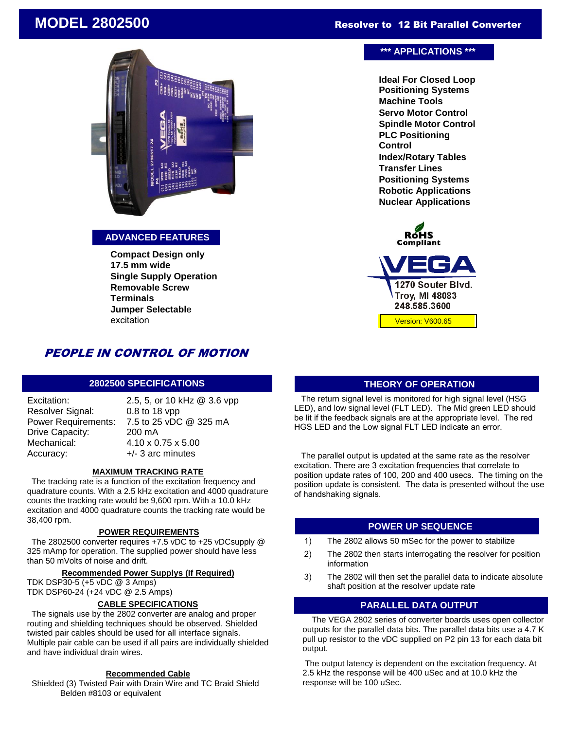# MODEL 2802500

**Resolver to 12 Bit Parallel Converter**

## ADVANCED FEATURES

**Compact Design only 17.5 mm wide**
**Single Supply Operation**
**Removable Screw Terminals**
**Jumper Selectable** excitation

## *** APPLICATIONS ***

**Ideal For Closed Loop Positioning Systems**
**Machine Tools**
**Servo Motor Control**
**Spindle Motor Control**
**PLC Positioning Control**
**Index/Rotary Tables**
**Transfer Lines**
**Positioning Systems**
**Robotic Applications**
**Nuclear Applications**

RoHS Compliant

VEGA
1270 Souter Blvd.
Troy, MI 48083
248.585.3600

Version: V600.65

***PEOPLE IN CONTROL OF MOTION***

## 2802500 SPECIFICATIONS

| | |
|---|---|
| Excitation: | 2.5, 5, or 10 kHz @ 3.6 vpp |
| Resolver Signal: | 0.8 to 18 vpp |
| Power Requirements: | 7.5 to 25 vDC @ 325 mA |
| Drive Capacity: | 200 mA |
| Mechanical: | 4.10 x 0.75 x 5.00 |
| Accuracy: | +/- 3 arc minutes |

### MAXIMUM TRACKING RATE

The tracking rate is a function of the excitation frequency and quadrature counts. With a 2.5 kHz excitation and 4000 quadrature counts the tracking rate would be 9,600 rpm. With a 10.0 kHz excitation and 4000 quadrature counts the tracking rate would be 38,400 rpm.

### POWER REQUIREMENTS

The 2802500 converter requires +7.5 vDC to +25 vDCsupply @ 325 mAmp for operation. The supplied power should have less than 50 mVolts of noise and drift.

### Recommended Power Supplys (If Required)

TDK DSP30-5 (+5 vDC @ 3 Amps)
TDK DSP60-24 (+24 vDC @ 2.5 Amps)

### CABLE SPECIFICATIONS

The signals use by the 2802 converter are analog and proper routing and shielding techniques should be observed. Shielded twisted pair cables should be used for all interface signals. Multiple pair cable can be used if all pairs are individually shielded and have individual drain wires.

### Recommended Cable

Shielded (3) Twisted Pair with Drain Wire and TC Braid Shield
Belden #8103 or equivalent

## THEORY OF OPERATION

The return signal level is monitored for high signal level (HSG LED), and low signal level (FLT LED). The Mid green LED should be lit if the feedback signals are at the appropriate level. The red HGS LED and the Low signal FLT LED indicate an error.

The parallel output is updated at the same rate as the resolver excitation. There are 3 excitation frequencies that correlate to position update rates of 100, 200 and 400 usecs. The timing on the position update is consistent. The data is presented without the use of handshaking signals.

## POWER UP SEQUENCE

1) The 2802 allows 50 mSec for the power to stabilize
2) The 2802 then starts interrogating the resolver for position information
3) The 2802 will then set the parallel data to indicate absolute shaft position at the resolver update rate

## PARALLEL DATA OUTPUT

The VEGA 2802 series of converter boards uses open collector outputs for the parallel data bits. The parallel data bits use a 4.7 K pull up resistor to the vDC supplied on P2 pin 13 for each data bit output.

The output latency is dependent on the excitation frequency. At 2.5 kHz the response will be 400 uSec and at 10.0 kHz the response will be 100 uSec.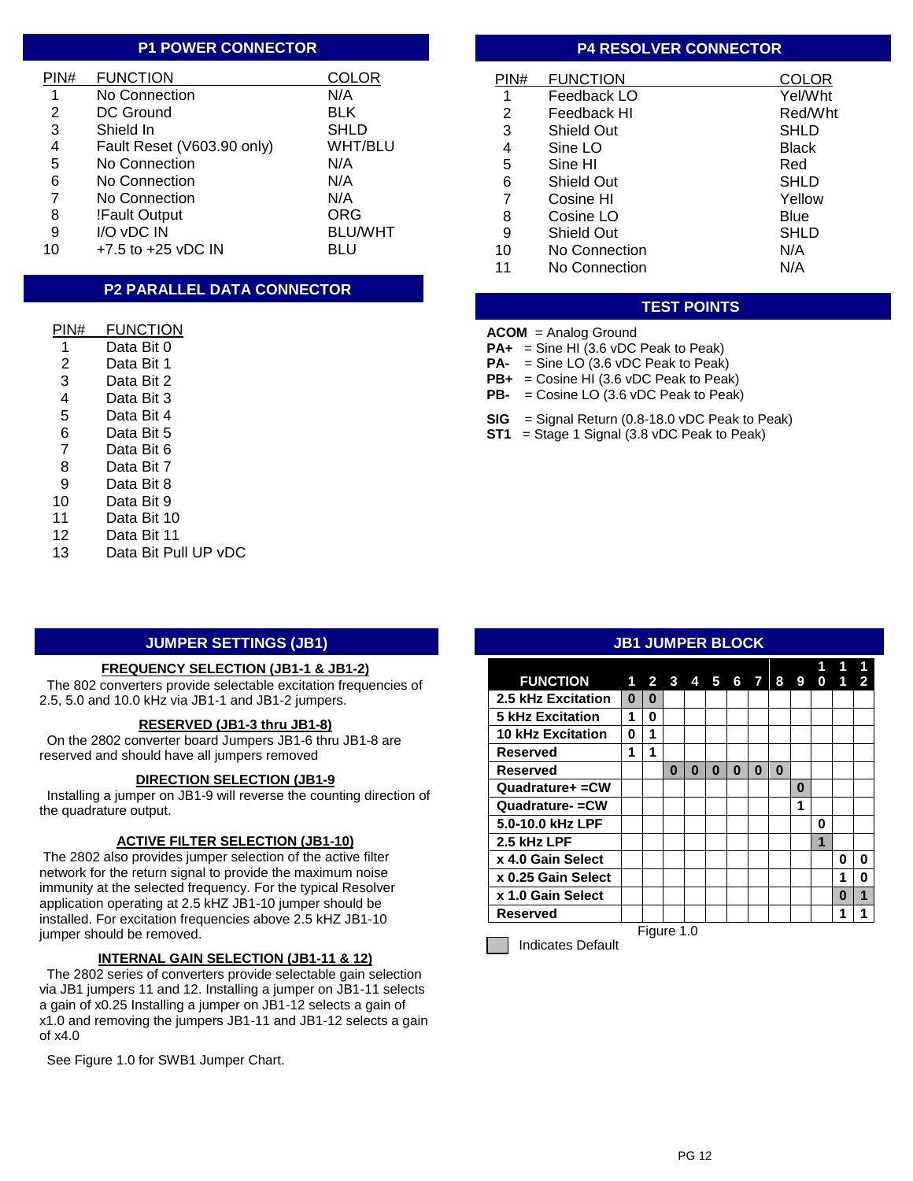## P1 POWER CONNECTOR

| PIN# | FUNCTION | COLOR |
|---|---|---|
| 1 | No Connection | N/A |
| 2 | DC Ground | BLK |
| 3 | Shield In | SHLD |
| 4 | Fault Reset (V603.90 only) | WHT/BLU |
| 5 | No Connection | N/A |
| 6 | No Connection | N/A |
| 7 | No Connection | N/A |
| 8 | !Fault Output | ORG |
| 9 | I/O vDC IN | BLU/WHT |
| 10 | +7.5 to +25 vDC IN | BLU |

## P2 PARALLEL DATA CONNECTOR

| PIN# | FUNCTION |
|---|---|
| 1 | Data Bit 0 |
| 2 | Data Bit 1 |
| 3 | Data Bit 2 |
| 4 | Data Bit 3 |
| 5 | Data Bit 4 |
| 6 | Data Bit 5 |
| 7 | Data Bit 6 |
| 8 | Data Bit 7 |
| 9 | Data Bit 8 |
| 10 | Data Bit 9 |
| 11 | Data Bit 10 |
| 12 | Data Bit 11 |
| 13 | Data Bit Pull UP vDC |

## P4 RESOLVER CONNECTOR

| PIN# | FUNCTION | COLOR |
|---|---|---|
| 1 | Feedback LO | Yel/Wht |
| 2 | Feedback HI | Red/Wht |
| 3 | Shield Out | SHLD |
| 4 | Sine LO | Black |
| 5 | Sine HI | Red |
| 6 | Shield Out | SHLD |
| 7 | Cosine HI | Yellow |
| 8 | Cosine LO | Blue |
| 9 | Shield Out | SHLD |
| 10 | No Connection | N/A |
| 11 | No Connection | N/A |

## TEST POINTS

**ACOM** = Analog Ground
**PA+** = Sine HI (3.6 vDC Peak to Peak)
**PA-** = Sine LO (3.6 vDC Peak to Peak)
**PB+** = Cosine HI (3.6 vDC Peak to Peak)
**PB-** = Cosine LO (3.6 vDC Peak to Peak)

**SIG** = Signal Return (0.8-18.0 vDC Peak to Peak)
**ST1** = Stage 1 Signal (3.8 vDC Peak to Peak)

## JUMPER SETTINGS (JB1)

**FREQUENCY SELECTION (JB1-1 & JB1-2)**

The 802 converters provide selectable excitation frequencies of 2.5, 5.0 and 10.0 kHz via JB1-1 and JB1-2 jumpers.

**RESERVED (JB1-3 thru JB1-8)**

On the 2802 converter board Jumpers JB1-6 thru JB1-8 are reserved and should have all jumpers removed

**DIRECTION SELECTION (JB1-9**

Installing a jumper on JB1-9 will reverse the counting direction of the quadrature output.

**ACTIVE FILTER SELECTION (JB1-10)**

The 2802 also provides jumper selection of the active filter network for the return signal to provide the maximum noise immunity at the selected frequency. For the typical Resolver application operating at 2.5 kHZ JB1-10 jumper should be installed. For excitation frequencies above 2.5 kHZ JB1-10 jumper should be removed.

**INTERNAL GAIN SELECTION (JB1-11 & 12)**

The 2802 series of converters provide selectable gain selection via JB1 jumpers 11 and 12. Installing a jumper on JB1-11 selects a gain of x0.25 Installing a jumper on JB1-12 selects a gain of x1.0 and removing the jumpers JB1-11 and JB1-12 selects a gain of x4.0

See Figure 1.0 for SWB1 Jumper Chart.

## JB1 JUMPER BLOCK

| FUNCTION | 1 | 2 | 3 | 4 | 5 | 6 | 7 | 8 | 9 | 10 | 11 | 12 |
|---|---|---|---|---|---|---|---|---|---|---|---|---|
| 2.5 kHz Excitation | 0 | 0 | | | | | | | | | | |
| 5 kHz Excitation | 1 | 0 | | | | | | | | | | |
| 10 kHz Excitation | 0 | 1 | | | | | | | | | | |
| Reserved | 1 | 1 | | | | | | | | | | |
| Reserved | | | 0 | 0 | 0 | 0 | 0 | 0 | | | | |
| Quadrature+ =CW | | | | | | | | | 0 | | | |
| Quadrature- =CW | | | | | | | | | 1 | | | |
| 5.0-10.0 kHz LPF | | | | | | | | | | 0 | | |
| 2.5 kHz LPF | | | | | | | | | | 1 | | |
| x 4.0 Gain Select | | | | | | | | | | | 0 | 0 |
| x 0.25 Gain Select | | | | | | | | | | | 1 | 0 |
| x 1.0 Gain Select | | | | | | | | | | | 0 | 1 |
| Reserved | | | | | | | | | | | 1 | 1 |

Figure 1.0

(shaded) Indicates Default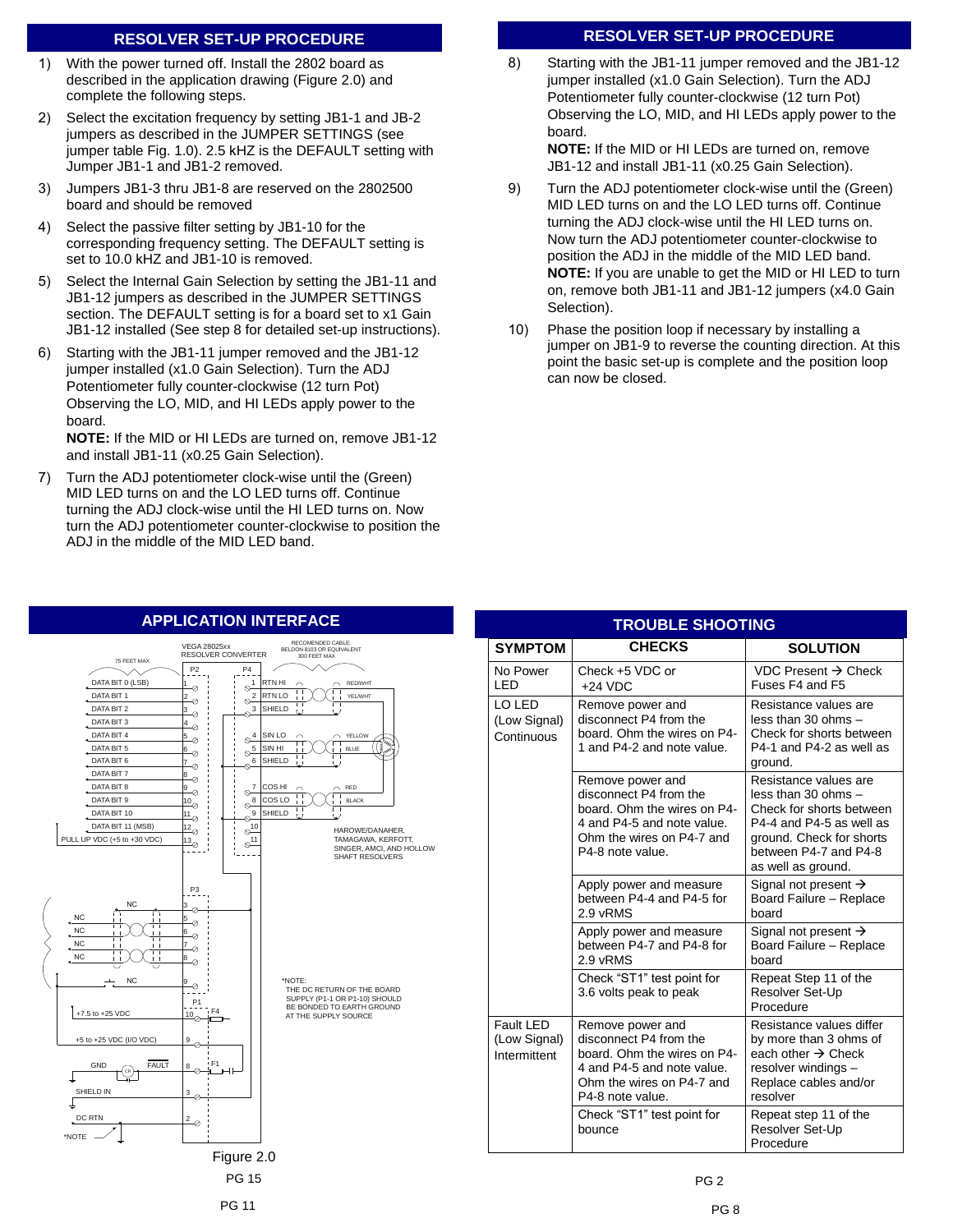## RESOLVER SET-UP PROCEDURE

1) With the power turned off. Install the 2802 board as described in the application drawing (Figure 2.0) and complete the following steps.
2) Select the excitation frequency by setting JB1-1 and JB-2 jumpers as described in the JUMPER SETTINGS (see jumper table Fig. 1.0). 2.5 kHz is the DEFAULT setting with Jumper JB1-1 and JB1-2 removed.
3) Jumpers JB1-3 thru JB1-8 are reserved on the 2802500 board and should be removed
4) Select the passive filter setting by JB1-10 for the corresponding frequency setting. The DEFAULT setting is set to 10.0 kHZ and JB1-10 is removed.
5) Select the Internal Gain Selection by setting the JB1-11 and JB1-12 jumpers as described in the JUMPER SETTINGS section. The DEFAULT setting is for a board set to x1 Gain JB1-12 installed (See step 8 for detailed set-up instructions).
6) Starting with the JB1-11 jumper removed and the JB1-12 jumper installed (x1.0 Gain Selection). Turn the ADJ Potentiometer fully counter-clockwise (12 turn Pot) Observing the LO, MID, and HI LEDs apply power to the board.
   **NOTE:** If the MID or HI LEDs are turned on, remove JB1-12 and install JB1-11 (x0.25 Gain Selection).
7) Turn the ADJ potentiometer clock-wise until the (Green) MID LED turns on and the LO LED turns off. Continue turning the ADJ clock-wise until the HI LED turns on. Now turn the ADJ potentiometer counter-clockwise to position the ADJ in the middle of the MID LED band.

## RESOLVER SET-UP PROCEDURE

8) Starting with the JB1-11 jumper removed and the JB1-12 jumper installed (x1.0 Gain Selection). Turn the ADJ Potentiometer fully counter-clockwise (12 turn Pot) Observing the LO, MID, and HI LEDs apply power to the board.
   **NOTE:** If the MID or HI LEDs are turned on, remove JB1-12 and install JB1-11 (x0.25 Gain Selection).
9) Turn the ADJ potentiometer clock-wise until the (Green) MID LED turns on and the LO LED turns off. Continue turning the ADJ clock-wise until the HI LED turns on. Now turn the ADJ potentiometer counter-clockwise to position the ADJ in the middle of the MID LED band.
   **NOTE:** If you are unable to get the MID or HI LED to turn on, remove both JB1-11 and JB1-12 jumpers (x4.0 Gain Selection).
10) Phase the position loop if necessary by installing a jumper on JB1-9 to reverse the counting direction. At this point the basic set-up is complete and the position loop can now be closed.

## APPLICATION INTERFACE

VEGA 28025xx RESOLVER CONVERTER

RECOMENDED CABLE: BELDON 8103 OR EQUIVALENT 300 FEET MAX

75 FEET MAX

P2: DATA BIT 0 (LSB) – 1; DATA BIT 1 – 2; DATA BIT 2 – 3; DATA BIT 3 – 4; DATA BIT 4 – 5; DATA BIT 5 – 6; DATA BIT 6 – 7; DATA BIT 7 – 8; DATA BIT 8 – 9; DATA BIT 9 – 10; DATA BIT 10 – 11; DATA BIT 11 (MSB) – 12; PULL UP VDC (+5 to +30 VDC) – 13

P4: 1 RTN HI (RED/WHT); 2 RTN LO (YEL/WHT); 3 SHIELD; 4 SIN LO (YELLOW); 5 SIN HI (BLUE); 6 SHIELD; 7 COS HI (RED); 8 COS LO (BLACK); 9 SHIELD; 10; 11

HAROWE/DANAHER, TAMAGAWA, KERFOTT, SINGER, AMCI, AND HOLLOW SHAFT RESOLVERS

P3: 3 NC; 5 NC; 6 NC; 7 NC; 8 NC; 9 NC

P1: 10 +7.5 to +25 VDC (F4); 9 +5 to +25 VDC (I/O VDC); 8 GND / FAULT (F1); 3 SHIELD IN; 2 DC RTN

*NOTE: THE DC RETURN OF THE BOARD SUPPLY (P1-1 OR P1-10) SHOULD BE BONDED TO EARTH GROUND AT THE SUPPLY SOURCE

Figure 2.0

## TROUBLE SHOOTING

| SYMPTOM | CHECKS | SOLUTION |
|---|---|---|
| No Power LED | Check +5 VDC or +24 VDC | VDC Present → Check Fuses F4 and F5 |
| LO LED (Low Signal) Continuous | Remove power and disconnect P4 from the board. Ohm the wires on P4-1 and P4-2 and note value. | Resistance values are less than 30 ohms – Check for shorts between P4-1 and P4-2 as well as ground. |
| | Remove power and disconnect P4 from the board. Ohm the wires on P4-4 and P4-5 and note value. Ohm the wires on P4-7 and P4-8 note value. | Resistance values are less than 30 ohms – Check for shorts between P4-4 and P4-5 as well as ground. Check for shorts between P4-7 and P4-8 as well as ground. |
| | Apply power and measure between P4-4 and P4-5 for 2.9 vRMS | Signal not present → Board Failure – Replace board |
| | Apply power and measure between P4-7 and P4-8 for 2.9 vRMS | Signal not present → Board Failure – Replace board |
| | Check "ST1" test point for 3.6 volts peak to peak | Repeat Step 11 of the Resolver Set-Up Procedure |
| Fault LED (Low Signal) Intermittent | Remove power and disconnect P4 from the board. Ohm the wires on P4-4 and P4-5 and note value. Ohm the wires on P4-7 and P4-8 note value. | Resistance values differ by more than 3 ohms of each other → Check resolver windings – Replace cables and/or resolver |
| | Check "ST1" test point for bounce | Repeat step 11 of the Resolver Set-Up Procedure |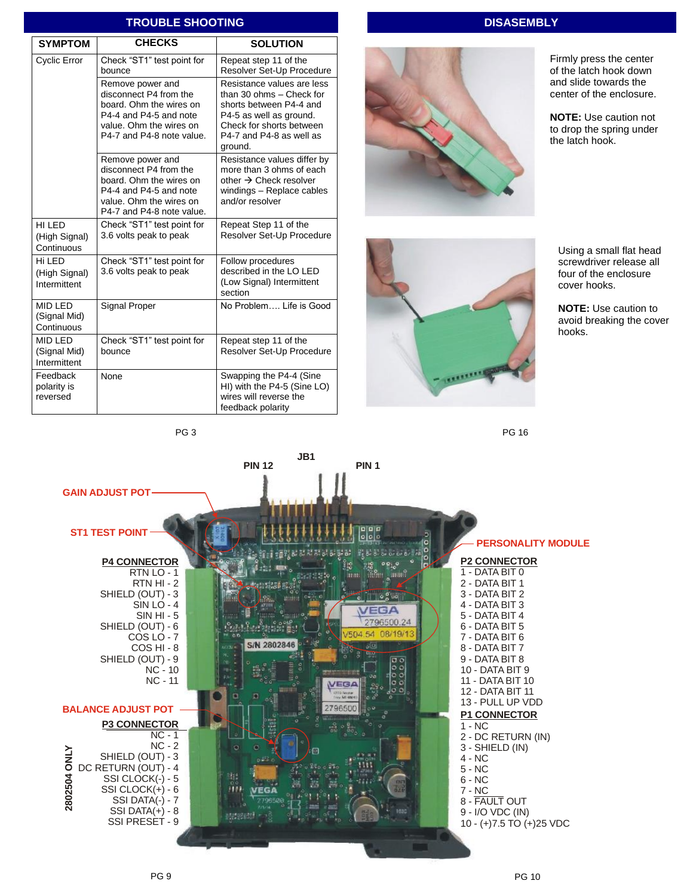## TROUBLE SHOOTING

| SYMPTOM | CHECKS | SOLUTION |
|---|---|---|
| Cyclic Error | Check "ST1" test point for bounce | Repeat step 11 of the Resolver Set-Up Procedure |
| | Remove power and disconnect P4 from the board. Ohm the wires on P4-4 and P4-5 and note value. Ohm the wires on P4-7 and P4-8 note value. | Resistance values are less than 30 ohms – Check for shorts between P4-4 and P4-5 as well as ground. Check for shorts between P4-7 and P4-8 as well as ground. |
| | Remove power and disconnect P4 from the board. Ohm the wires on P4-4 and P4-5 and note value. Ohm the wires on P4-7 and P4-8 note value. | Resistance values differ by more than 3 ohms of each other → Check resolver windings – Replace cables and/or resolver |
| HI LED (High Signal) Continuous | Check "ST1" test point for 3.6 volts peak to peak | Repeat Step 11 of the Resolver Set-Up Procedure |
| Hi LED (High Signal) Intermittent | Check "ST1" test point for 3.6 volts peak to peak | Follow procedures described in the LO LED (Low Signal) Intermittent section |
| MID LED (Signal Mid) Continuous | Signal Proper | No Problem…. Life is Good |
| MID LED (Signal Mid) Intermittent | Check "ST1" test point for bounce | Repeat step 11 of the Resolver Set-Up Procedure |
| Feedback polarity is reversed | None | Swapping the P4-4 (Sine HI) with the P4-5 (Sine LO) wires will reverse the feedback polarity |

## DISASEMBLY

Firmly press the center of the latch hook down and slide towards the center of the enclosure.

**NOTE:** Use caution not to drop the spring under the latch hook.

Using a small flat head screwdriver release all four of the enclosure cover hooks.

**NOTE:** Use caution to avoid breaking the cover hooks.

JB1

PIN 12 PIN 1

GAIN ADJUST POT

ST1 TEST POINT

PERSONALITY MODULE

BALANCE ADJUST POT

**P4 CONNECTOR**
RTN LO - 1
RTN HI - 2
SHIELD (OUT) - 3
SIN LO - 4
SIN HI - 5
SHIELD (OUT) - 6
COS LO - 7
COS HI - 8
SHIELD (OUT) - 9
NC - 10
NC - 11

**P3 CONNECTOR**
NC - 1
NC - 2
SHIELD (OUT) - 3
DC RETURN (OUT) - 4
SSI CLOCK(-) - 5
SSI CLOCK(+) - 6
SSI DATA(-) - 7
SSI DATA(+) - 8
SSI PRESET - 9

2802504 ONLY

**P2 CONNECTOR**
1 - DATA BIT 0
2 - DATA BIT 1
3 - DATA BIT 2
4 - DATA BIT 3
5 - DATA BIT 4
6 - DATA BIT 5
7 - DATA BIT 6
8 - DATA BIT 7
9 - DATA BIT 8
10 - DATA BIT 9
11 - DATA BIT 10
12 - DATA BIT 11
13 - PULL UP VDD

**P1 CONNECTOR**
1 - NC
2 - DC RETURN (IN)
3 - SHIELD (IN)
4 - NC
5 - NC
6 - NC
7 - NC
8 - FAULT OUT
9 - I/O VDC (IN)
10 - (+)7.5 TO (+)25 VDC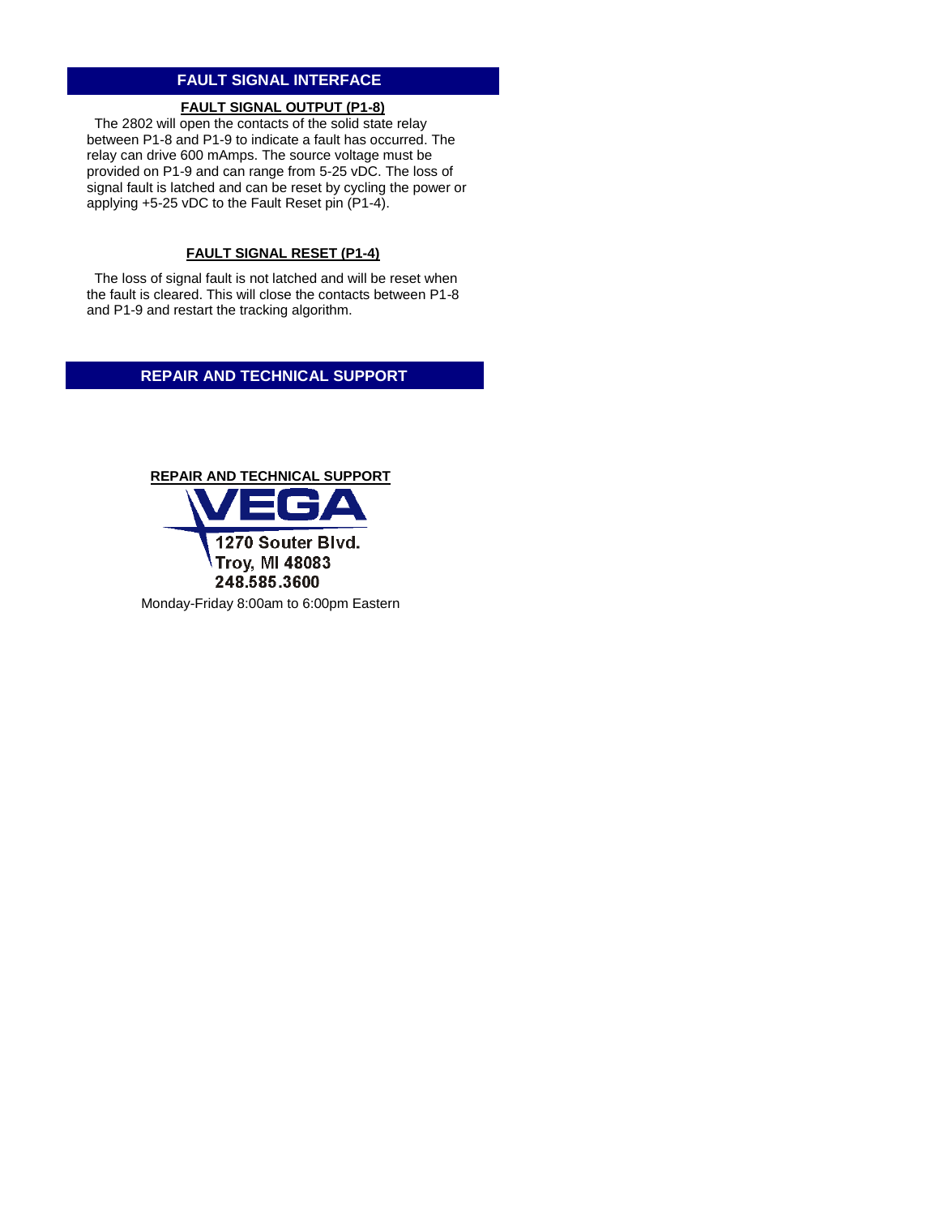## FAULT SIGNAL INTERFACE

### FAULT SIGNAL OUTPUT (P1-8)

The 2802 will open the contacts of the solid state relay between P1-8 and P1-9 to indicate a fault has occurred. The relay can drive 600 mAmps. The source voltage must be provided on P1-9 and can range from 5-25 vDC. The loss of signal fault is latched and can be reset by cycling the power or applying +5-25 vDC to the Fault Reset pin (P1-4).

### FAULT SIGNAL RESET (P1-4)

The loss of signal fault is not latched and will be reset when the fault is cleared. This will close the contacts between P1-8 and P1-9 and restart the tracking algorithm.

## REPAIR AND TECHNICAL SUPPORT

### REPAIR AND TECHNICAL SUPPORT

VEGA
1270 Souter Blvd.
Troy, MI 48083
248.585.3600

Monday-Friday 8:00am to 6:00pm Eastern